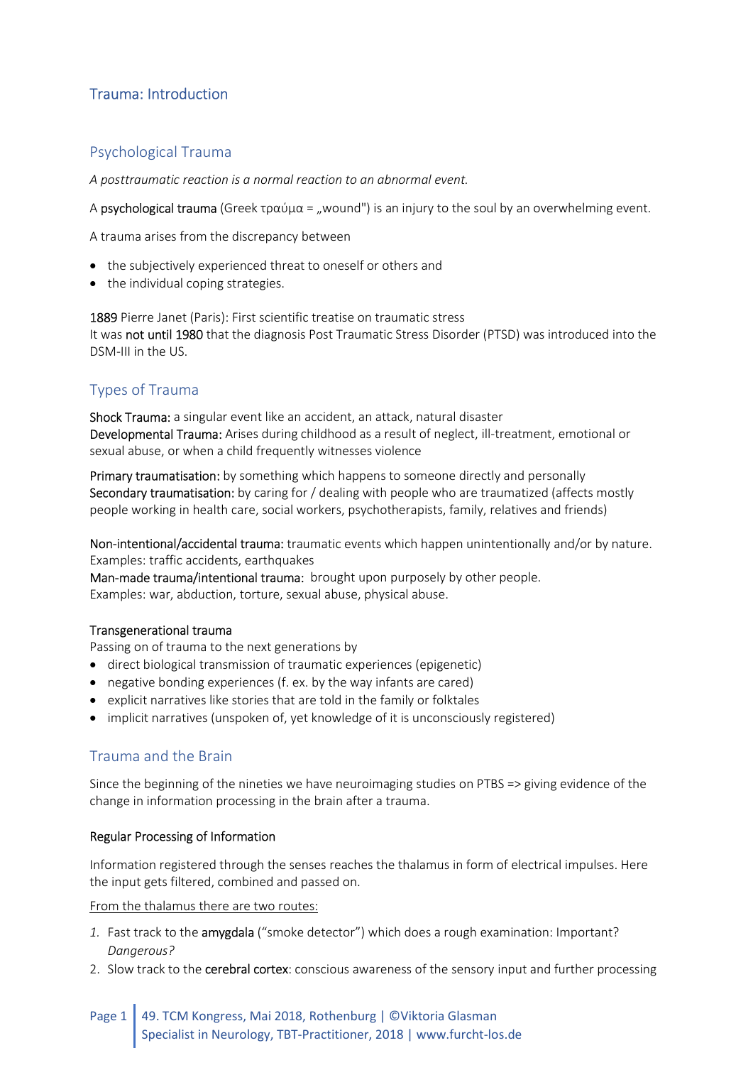## Trauma: Introduction

### Psychological Trauma

*A posttraumatic reaction is a normal reaction to an abnormal event.*

A **psychological trauma** (Greek τραύμα = „wound") is an injury to the soul by an overwhelming event.

A trauma arises from the discrepancy between

- the subjectively experienced threat to oneself or others and
- the individual coping strategies.

**1889** Pierre Janet (Paris): First scientific treatise on traumatic stress
It was **not until 1980** that the diagnosis Post Traumatic Stress Disorder (PTSD) was introduced into the DSM-III in the US.

### Types of Trauma

**Shock Trauma:** a singular event like an accident, an attack, natural disaster
**Developmental Trauma:** Arises during childhood as a result of neglect, ill-treatment, emotional or sexual abuse, or when a child frequently witnesses violence

**Primary traumatisation:** by something which happens to someone directly and personally
**Secondary traumatisation:** by caring for / dealing with people who are traumatized (affects mostly people working in health care, social workers, psychotherapists, family, relatives and friends)

**Non-intentional/accidental trauma:** traumatic events which happen unintentionally and/or by nature.
Examples: traffic accidents, earthquakes
**Man-made trauma/intentional trauma:** brought upon purposely by other people.
Examples: war, abduction, torture, sexual abuse, physical abuse.

**Transgenerational trauma**
Passing on of trauma to the next generations by

- direct biological transmission of traumatic experiences (epigenetic)
- negative bonding experiences (f. ex. by the way infants are cared)
- explicit narratives like stories that are told in the family or folktales
- implicit narratives (unspoken of, yet knowledge of it is unconsciously registered)

### Trauma and the Brain

Since the beginning of the nineties we have neuroimaging studies on PTBS => giving evidence of the change in information processing in the brain after a trauma.

**Regular Processing of Information**

Information registered through the senses reaches the thalamus in form of electrical impulses. Here the input gets filtered, combined and passed on.

<u>From the thalamus there are two routes:</u>

1. Fast track to the **amygdala** ("smoke detector") which does a rough examination: Important? *Dangerous?*
2. Slow track to the **cerebral cortex**: conscious awareness of the sensory input and further processing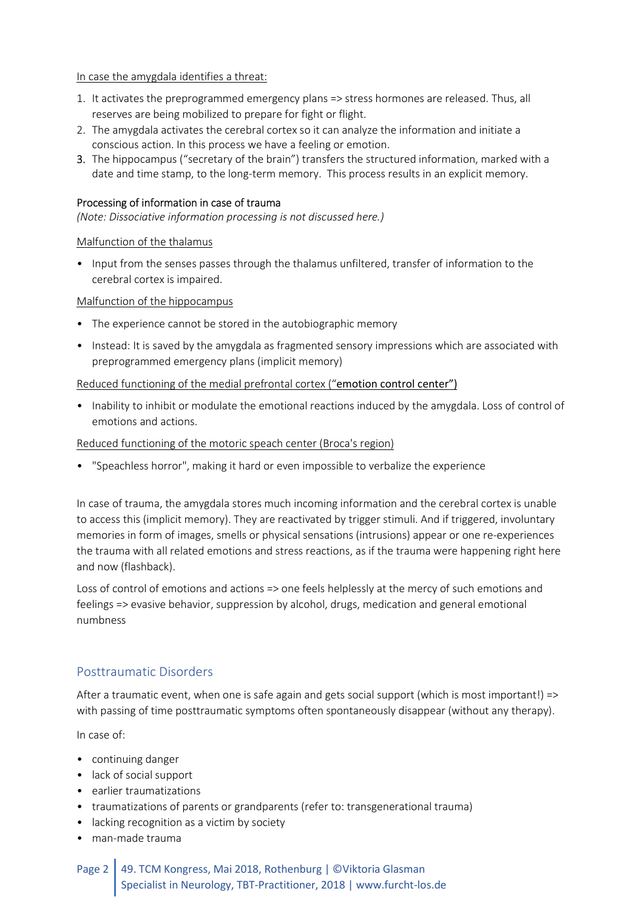In case the amygdala identifies a threat:

1. It activates the preprogrammed emergency plans => stress hormones are released. Thus, all reserves are being mobilized to prepare for fight or flight.
2. The amygdala activates the cerebral cortex so it can analyze the information and initiate a conscious action. In this process we have a feeling or emotion.
3. The hippocampus ("secretary of the brain") transfers the structured information, marked with a date and time stamp, to the long-term memory. This process results in an explicit memory.

### Processing of information in case of trauma

*(Note: Dissociative information processing is not discussed here.)*

Malfunction of the thalamus

- Input from the senses passes through the thalamus unfiltered, transfer of information to the cerebral cortex is impaired.

Malfunction of the hippocampus

- The experience cannot be stored in the autobiographic memory
- Instead: It is saved by the amygdala as fragmented sensory impressions which are associated with preprogrammed emergency plans (implicit memory)

Reduced functioning of the medial prefrontal cortex ("emotion control center")

- Inability to inhibit or modulate the emotional reactions induced by the amygdala. Loss of control of emotions and actions.

Reduced functioning of the motoric speach center (Broca's region)

- "Speachless horror", making it hard or even impossible to verbalize the experience

In case of trauma, the amygdala stores much incoming information and the cerebral cortex is unable to access this (implicit memory). They are reactivated by trigger stimuli. And if triggered, involuntary memories in form of images, smells or physical sensations (intrusions) appear or one re-experiences the trauma with all related emotions and stress reactions, as if the trauma were happening right here and now (flashback).

Loss of control of emotions and actions => one feels helplessly at the mercy of such emotions and feelings => evasive behavior, suppression by alcohol, drugs, medication and general emotional numbness

## Posttraumatic Disorders

After a traumatic event, when one is safe again and gets social support (which is most important!) => with passing of time posttraumatic symptoms often spontaneously disappear (without any therapy).

In case of:

- continuing danger
- lack of social support
- earlier traumatizations
- traumatizations of parents or grandparents (refer to: transgenerational trauma)
- lacking recognition as a victim by society
- man-made trauma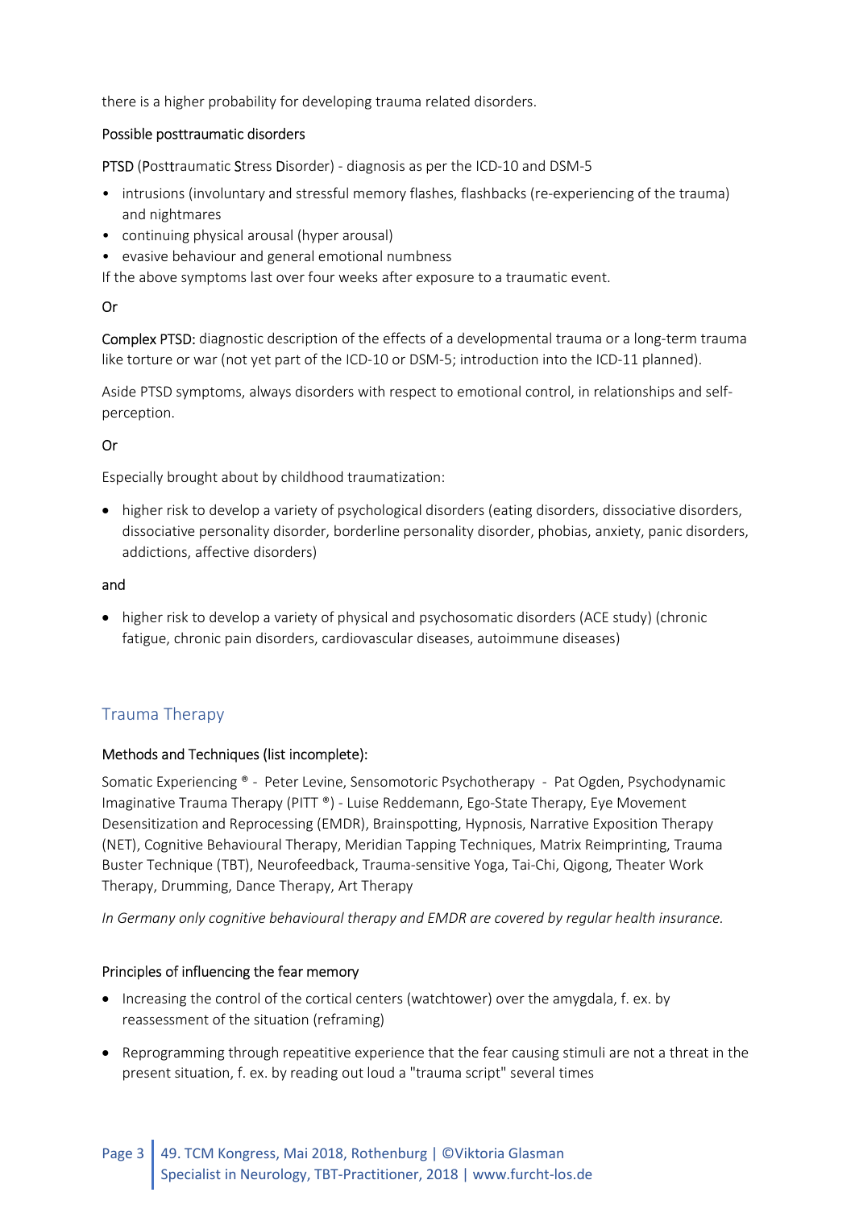there is a higher probability for developing trauma related disorders.

Possible posttraumatic disorders

**PTSD** (**P**ost**t**raumatic **S**tress **D**isorder) - diagnosis as per the ICD-10 and DSM-5

- intrusions (involuntary and stressful memory flashes, flashbacks (re-experiencing of the trauma) and nightmares
- continuing physical arousal (hyper arousal)
- evasive behaviour and general emotional numbness

If the above symptoms last over four weeks after exposure to a traumatic event.

Or

Complex PTSD: diagnostic description of the effects of a developmental trauma or a long-term trauma like torture or war (not yet part of the ICD-10 or DSM-5; introduction into the ICD-11 planned).

Aside PTSD symptoms, always disorders with respect to emotional control, in relationships and self-perception.

Or

Especially brought about by childhood traumatization:

- higher risk to develop a variety of psychological disorders (eating disorders, dissociative disorders, dissociative personality disorder, borderline personality disorder, phobias, anxiety, panic disorders, addictions, affective disorders)

and

- higher risk to develop a variety of physical and psychosomatic disorders (ACE study) (chronic fatigue, chronic pain disorders, cardiovascular diseases, autoimmune diseases)

## Trauma Therapy

Methods and Techniques (list incomplete):

Somatic Experiencing ® - Peter Levine, Sensomotoric Psychotherapy - Pat Ogden, Psychodynamic Imaginative Trauma Therapy (PITT ®) - Luise Reddemann, Ego-State Therapy, Eye Movement Desensitization and Reprocessing (EMDR), Brainspotting, Hypnosis, Narrative Exposition Therapy (NET), Cognitive Behavioural Therapy, Meridian Tapping Techniques, Matrix Reimprinting, Trauma Buster Technique (TBT), Neurofeedback, Trauma-sensitive Yoga, Tai-Chi, Qigong, Theater Work Therapy, Drumming, Dance Therapy, Art Therapy

*In Germany only cognitive behavioural therapy and EMDR are covered by regular health insurance.*

Principles of influencing the fear memory

- Increasing the control of the cortical centers (watchtower) over the amygdala, f. ex. by reassessment of the situation (reframing)
- Reprogramming through repeatitive experience that the fear causing stimuli are not a threat in the present situation, f. ex. by reading out loud a "trauma script" several times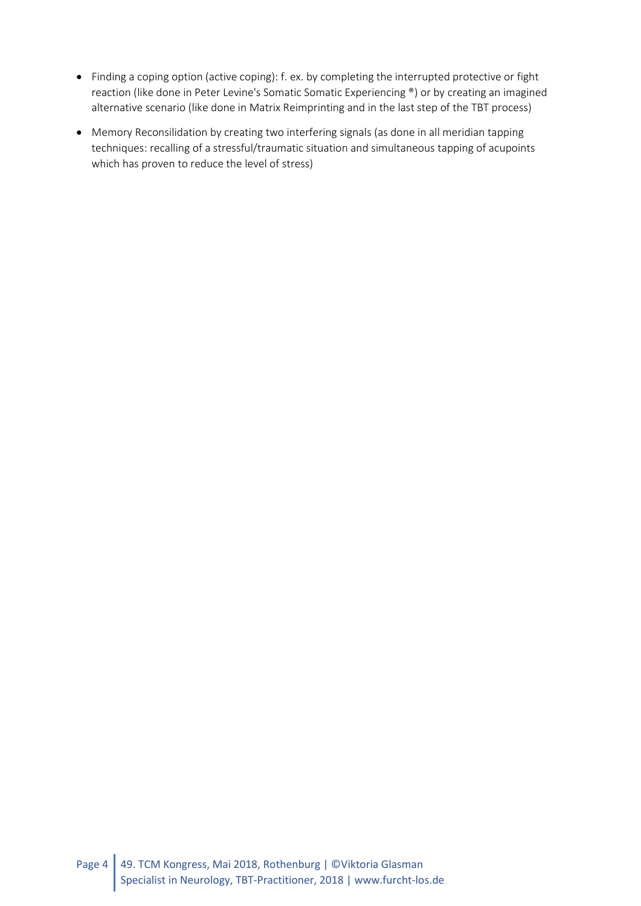- Finding a coping option (active coping): f. ex. by completing the interrupted protective or fight reaction (like done in Peter Levine's Somatic Somatic Experiencing ®) or by creating an imagined alternative scenario (like done in Matrix Reimprinting and in the last step of the TBT process)
- Memory Reconsilidation by creating two interfering signals (as done in all meridian tapping techniques: recalling of a stressful/traumatic situation and simultaneous tapping of acupoints which has proven to reduce the level of stress)